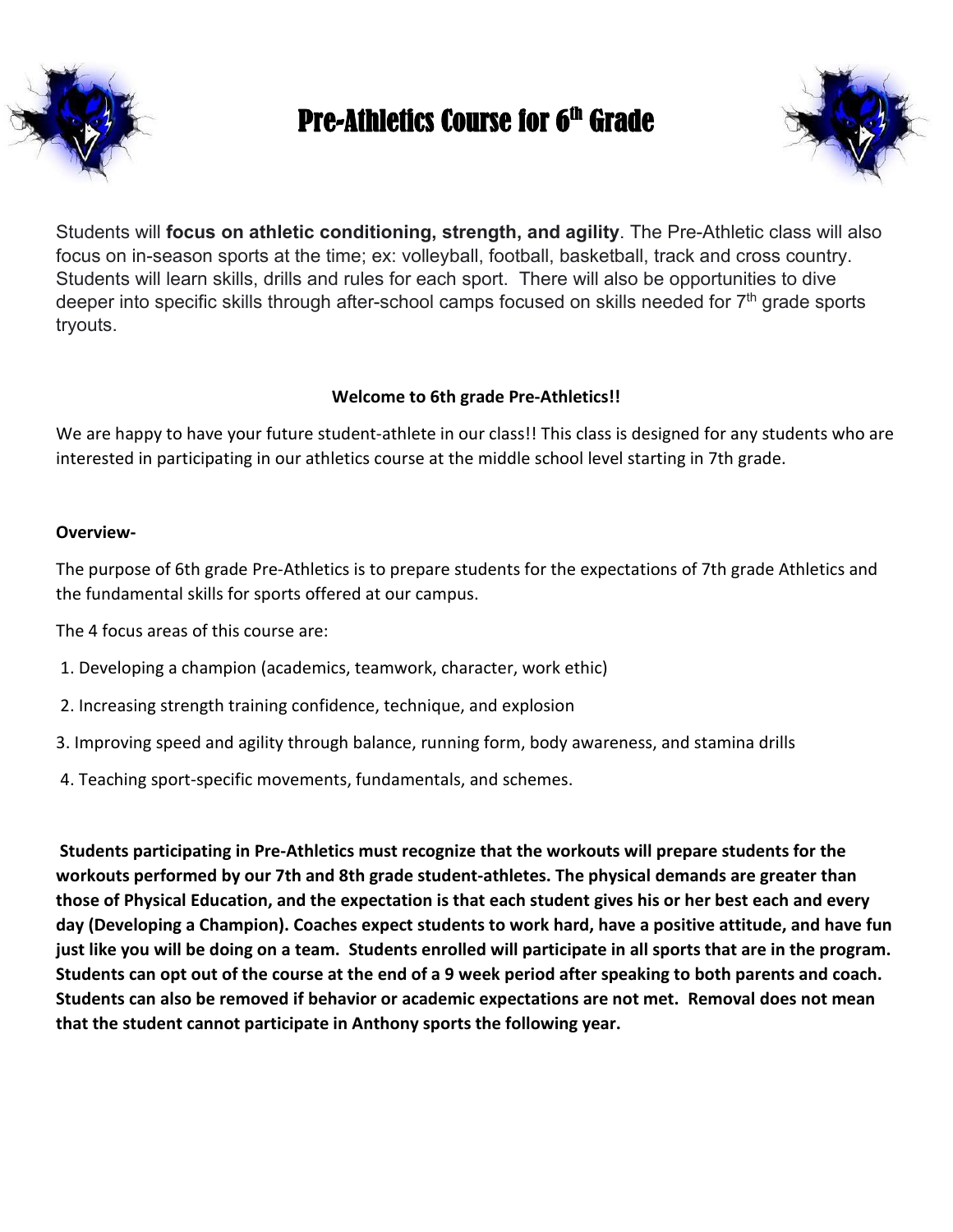# Pre-Athletics Course for 6th Grade

Students will **focus on athletic conditioning, strength, and agility**. The Pre-Athletic class will also focus on in-season sports at the time; ex: volleyball, football, basketball, track and cross country. Students will learn skills, drills and rules for each sport. There will also be opportunities to dive deeper into specific skills through after-school camps focused on skills needed for 7th grade sports tryouts.

**Welcome to 6th grade Pre-Athletics!!**

We are happy to have your future student-athlete in our class!! This class is designed for any students who are interested in participating in our athletics course at the middle school level starting in 7th grade.

**Overview-**

The purpose of 6th grade Pre-Athletics is to prepare students for the expectations of 7th grade Athletics and the fundamental skills for sports offered at our campus.

The 4 focus areas of this course are:

1. Developing a champion (academics, teamwork, character, work ethic)
2. Increasing strength training confidence, technique, and explosion
3. Improving speed and agility through balance, running form, body awareness, and stamina drills
4. Teaching sport-specific movements, fundamentals, and schemes.

**Students participating in Pre-Athletics must recognize that the workouts will prepare students for the workouts performed by our 7th and 8th grade student-athletes. The physical demands are greater than those of Physical Education, and the expectation is that each student gives his or her best each and every day (Developing a Champion). Coaches expect students to work hard, have a positive attitude, and have fun just like you will be doing on a team. Students enrolled will participate in all sports that are in the program. Students can opt out of the course at the end of a 9 week period after speaking to both parents and coach. Students can also be removed if behavior or academic expectations are not met. Removal does not mean that the student cannot participate in Anthony sports the following year.**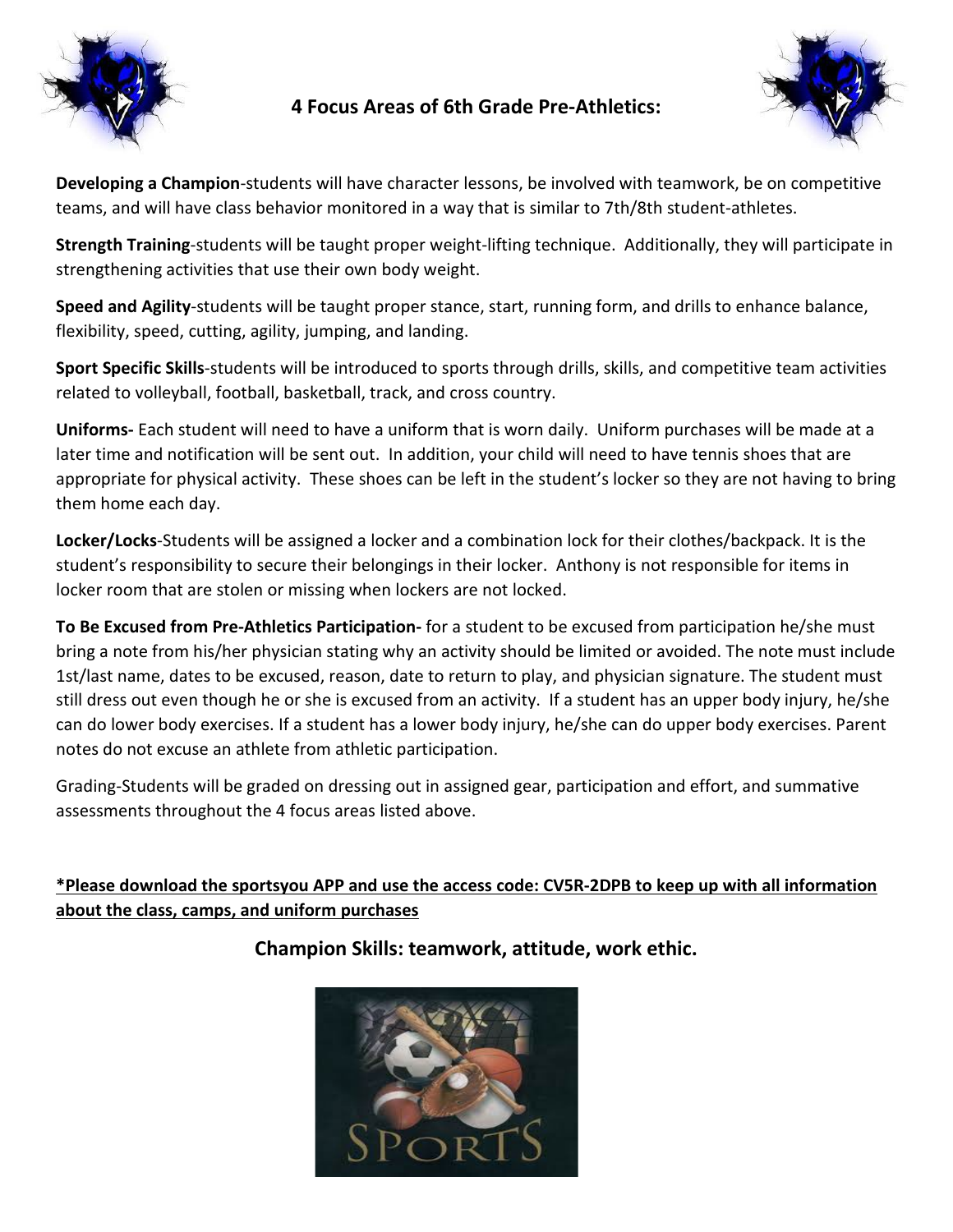## 4 Focus Areas of 6th Grade Pre-Athletics:

**Developing a Champion**-students will have character lessons, be involved with teamwork, be on competitive teams, and will have class behavior monitored in a way that is similar to 7th/8th student-athletes.

**Strength Training**-students will be taught proper weight-lifting technique. Additionally, they will participate in strengthening activities that use their own body weight.

**Speed and Agility**-students will be taught proper stance, start, running form, and drills to enhance balance, flexibility, speed, cutting, agility, jumping, and landing.

**Sport Specific Skills**-students will be introduced to sports through drills, skills, and competitive team activities related to volleyball, football, basketball, track, and cross country.

**Uniforms-** Each student will need to have a uniform that is worn daily. Uniform purchases will be made at a later time and notification will be sent out. In addition, your child will need to have tennis shoes that are appropriate for physical activity. These shoes can be left in the student's locker so they are not having to bring them home each day.

**Locker/Locks**-Students will be assigned a locker and a combination lock for their clothes/backpack. It is the student's responsibility to secure their belongings in their locker. Anthony is not responsible for items in locker room that are stolen or missing when lockers are not locked.

**To Be Excused from Pre-Athletics Participation-** for a student to be excused from participation he/she must bring a note from his/her physician stating why an activity should be limited or avoided. The note must include 1st/last name, dates to be excused, reason, date to return to play, and physician signature. The student must still dress out even though he or she is excused from an activity. If a student has an upper body injury, he/she can do lower body exercises. If a student has a lower body injury, he/she can do upper body exercises. Parent notes do not excuse an athlete from athletic participation.

Grading-Students will be graded on dressing out in assigned gear, participation and effort, and summative assessments throughout the 4 focus areas listed above.

***Please download the sportsyou APP and use the access code: CV5R-2DPB to keep up with all information about the class, camps, and uniform purchases**

**Champion Skills: teamwork, attitude, work ethic.**